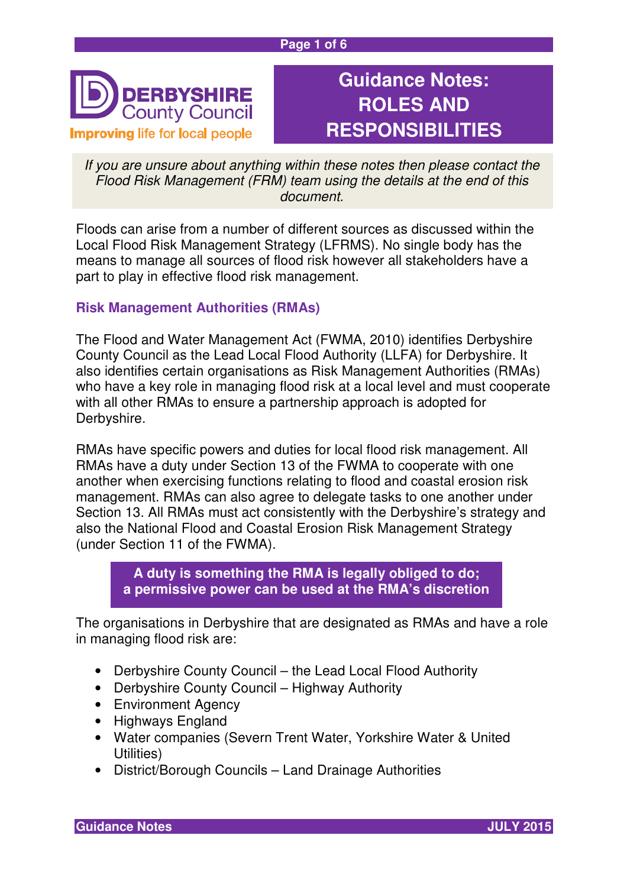DERBYSHIRE County Council
Improving life for local people

# Guidance Notes: ROLES AND RESPONSIBILITIES

*If you are unsure about anything within these notes then please contact the Flood Risk Management (FRM) team using the details at the end of this document.*

Floods can arise from a number of different sources as discussed within the Local Flood Risk Management Strategy (LFRMS). No single body has the means to manage all sources of flood risk however all stakeholders have a part to play in effective flood risk management.

## Risk Management Authorities (RMAs)

The Flood and Water Management Act (FWMA, 2010) identifies Derbyshire County Council as the Lead Local Flood Authority (LLFA) for Derbyshire. It also identifies certain organisations as Risk Management Authorities (RMAs) who have a key role in managing flood risk at a local level and must cooperate with all other RMAs to ensure a partnership approach is adopted for Derbyshire.

RMAs have specific powers and duties for local flood risk management. All RMAs have a duty under Section 13 of the FWMA to cooperate with one another when exercising functions relating to flood and coastal erosion risk management. RMAs can also agree to delegate tasks to one another under Section 13. All RMAs must act consistently with the Derbyshire's strategy and also the National Flood and Coastal Erosion Risk Management Strategy (under Section 11 of the FWMA).

**A duty is something the RMA is legally obliged to do; a permissive power can be used at the RMA's discretion**

The organisations in Derbyshire that are designated as RMAs and have a role in managing flood risk are:

- Derbyshire County Council – the Lead Local Flood Authority
- Derbyshire County Council – Highway Authority
- Environment Agency
- Highways England
- Water companies (Severn Trent Water, Yorkshire Water & United Utilities)
- District/Borough Councils – Land Drainage Authorities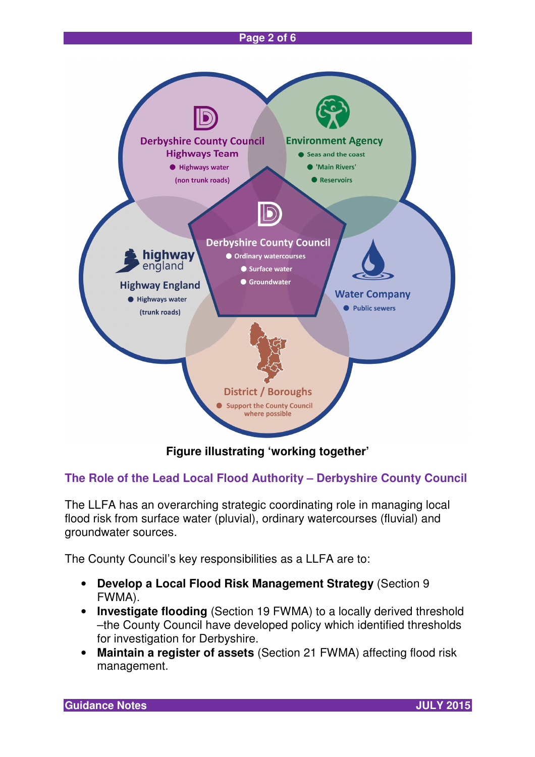**Derbyshire County Council Highways Team**
- Highways water (non trunk roads)

**Environment Agency**
- Seas and the coast
- 'Main Rivers'
- Reservoirs

**Derbyshire County Council**
- Ordinary watercourses
- Surface water
- Groundwater

**Highway England**
- Highways water (trunk roads)

**Water Company**
- Public sewers

**District / Boroughs**
- Support the County Council where possible

**Figure illustrating 'working together'**

## The Role of the Lead Local Flood Authority – Derbyshire County Council

The LLFA has an overarching strategic coordinating role in managing local flood risk from surface water (pluvial), ordinary watercourses (fluvial) and groundwater sources.

The County Council's key responsibilities as a LLFA are to:

- **Develop a Local Flood Risk Management Strategy** (Section 9 FWMA).
- **Investigate flooding** (Section 19 FWMA) to a locally derived threshold –the County Council have developed policy which identified thresholds for investigation for Derbyshire.
- **Maintain a register of assets** (Section 21 FWMA) affecting flood risk management.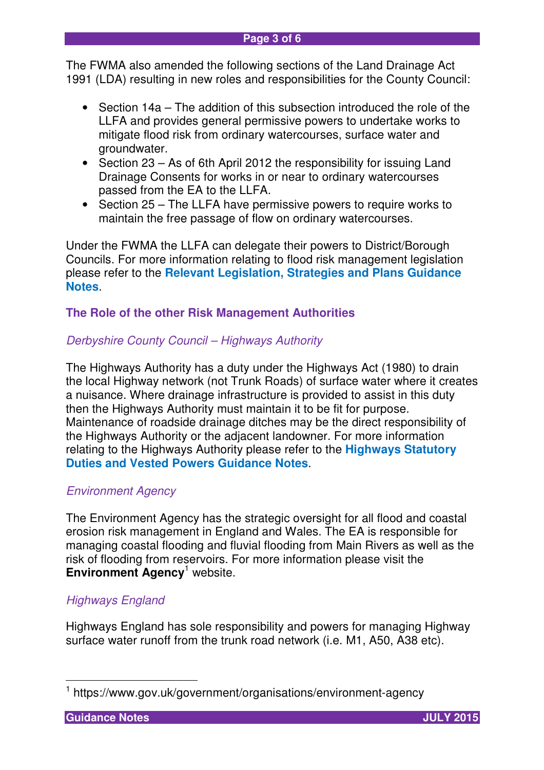The FWMA also amended the following sections of the Land Drainage Act 1991 (LDA) resulting in new roles and responsibilities for the County Council:

- Section 14a – The addition of this subsection introduced the role of the LLFA and provides general permissive powers to undertake works to mitigate flood risk from ordinary watercourses, surface water and groundwater.
- Section 23 – As of 6th April 2012 the responsibility for issuing Land Drainage Consents for works in or near to ordinary watercourses passed from the EA to the LLFA.
- Section 25 – The LLFA have permissive powers to require works to maintain the free passage of flow on ordinary watercourses.

Under the FWMA the LLFA can delegate their powers to District/Borough Councils. For more information relating to flood risk management legislation please refer to the **Relevant Legislation, Strategies and Plans Guidance Notes**.

## The Role of the other Risk Management Authorities

### *Derbyshire County Council – Highways Authority*

The Highways Authority has a duty under the Highways Act (1980) to drain the local Highway network (not Trunk Roads) of surface water where it creates a nuisance. Where drainage infrastructure is provided to assist in this duty then the Highways Authority must maintain it to be fit for purpose. Maintenance of roadside drainage ditches may be the direct responsibility of the Highways Authority or the adjacent landowner. For more information relating to the Highways Authority please refer to the **Highways Statutory Duties and Vested Powers Guidance Notes**.

### *Environment Agency*

The Environment Agency has the strategic oversight for all flood and coastal erosion risk management in England and Wales. The EA is responsible for managing coastal flooding and fluvial flooding from Main Rivers as well as the risk of flooding from reservoirs. For more information please visit the **Environment Agency**[1] website.

### *Highways England*

Highways England has sole responsibility and powers for managing Highway surface water runoff from the trunk road network (i.e. M1, A50, A38 etc).

---

[1] https://www.gov.uk/government/organisations/environment-agency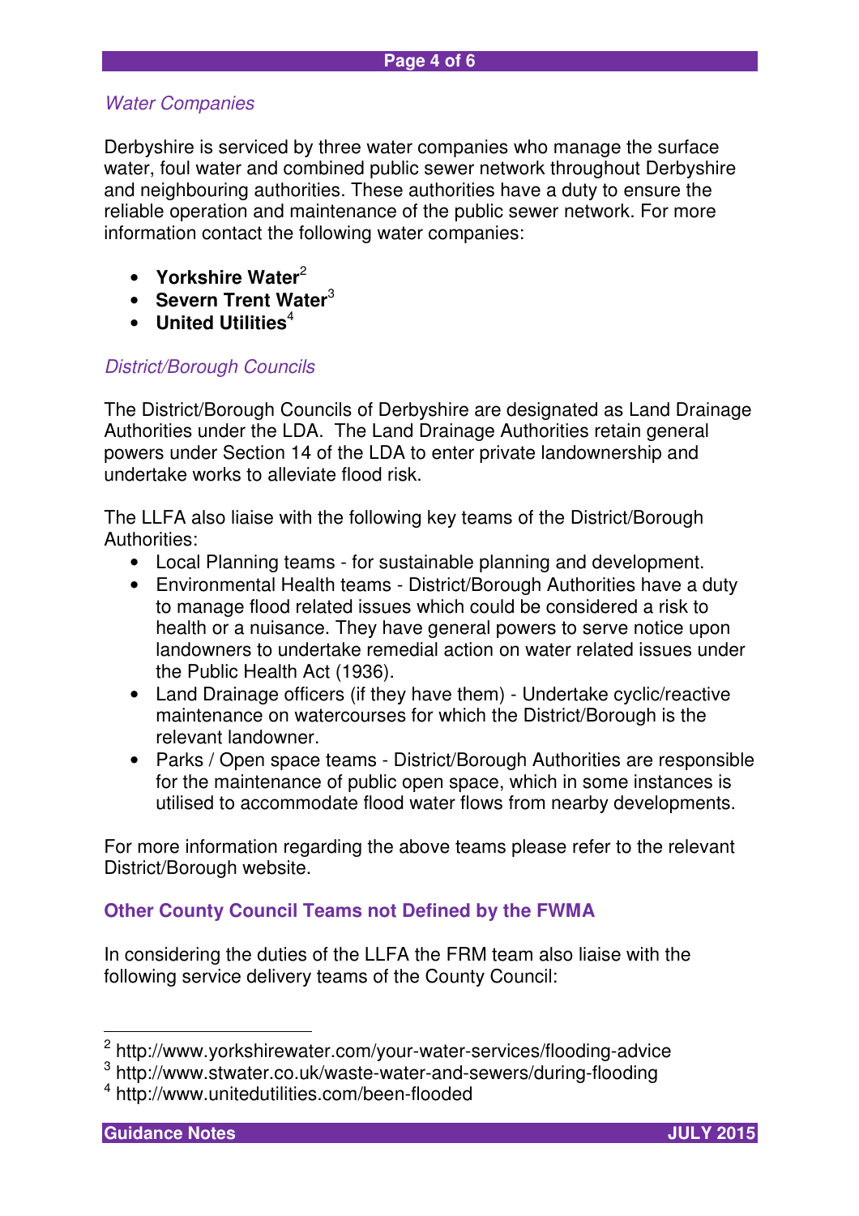*Water Companies*

Derbyshire is serviced by three water companies who manage the surface water, foul water and combined public sewer network throughout Derbyshire and neighbouring authorities. These authorities have a duty to ensure the reliable operation and maintenance of the public sewer network. For more information contact the following water companies:

- **Yorkshire Water**[2]
- **Severn Trent Water**[3]
- **United Utilities**[4]

*District/Borough Councils*

The District/Borough Councils of Derbyshire are designated as Land Drainage Authorities under the LDA. The Land Drainage Authorities retain general powers under Section 14 of the LDA to enter private landownership and undertake works to alleviate flood risk.

The LLFA also liaise with the following key teams of the District/Borough Authorities:

- Local Planning teams - for sustainable planning and development.
- Environmental Health teams - District/Borough Authorities have a duty to manage flood related issues which could be considered a risk to health or a nuisance. They have general powers to serve notice upon landowners to undertake remedial action on water related issues under the Public Health Act (1936).
- Land Drainage officers (if they have them) - Undertake cyclic/reactive maintenance on watercourses for which the District/Borough is the relevant landowner.
- Parks / Open space teams - District/Borough Authorities are responsible for the maintenance of public open space, which in some instances is utilised to accommodate flood water flows from nearby developments.

For more information regarding the above teams please refer to the relevant District/Borough website.

## Other County Council Teams not Defined by the FWMA

In considering the duties of the LLFA the FRM team also liaise with the following service delivery teams of the County Council:

---

[2] http://www.yorkshirewater.com/your-water-services/flooding-advice

[3] http://www.stwater.co.uk/waste-water-and-sewers/during-flooding

[4] http://www.unitedutilities.com/been-flooded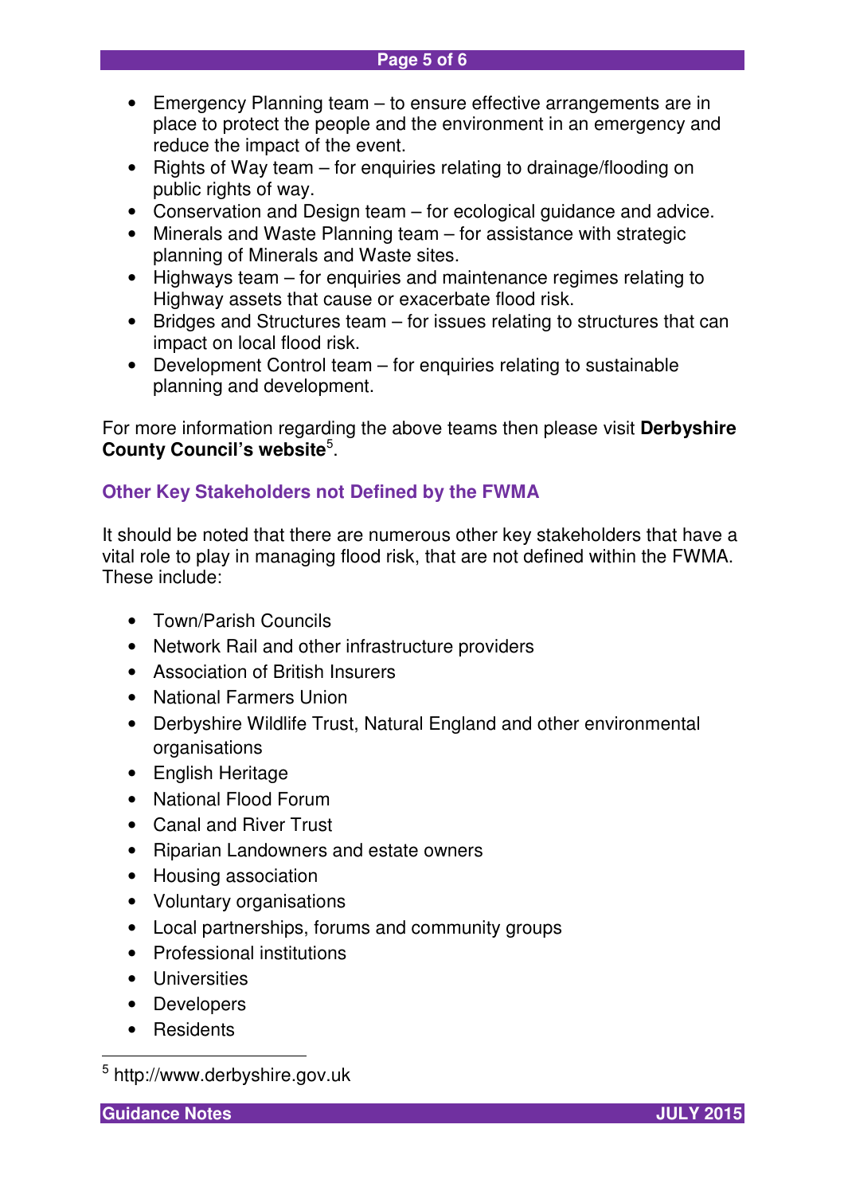- Emergency Planning team – to ensure effective arrangements are in place to protect the people and the environment in an emergency and reduce the impact of the event.
- Rights of Way team – for enquiries relating to drainage/flooding on public rights of way.
- Conservation and Design team – for ecological guidance and advice.
- Minerals and Waste Planning team – for assistance with strategic planning of Minerals and Waste sites.
- Highways team – for enquiries and maintenance regimes relating to Highway assets that cause or exacerbate flood risk.
- Bridges and Structures team – for issues relating to structures that can impact on local flood risk.
- Development Control team – for enquiries relating to sustainable planning and development.

For more information regarding the above teams then please visit **Derbyshire County Council's website**[5].

### Other Key Stakeholders not Defined by the FWMA

It should be noted that there are numerous other key stakeholders that have a vital role to play in managing flood risk, that are not defined within the FWMA. These include:

- Town/Parish Councils
- Network Rail and other infrastructure providers
- Association of British Insurers
- National Farmers Union
- Derbyshire Wildlife Trust, Natural England and other environmental organisations
- English Heritage
- National Flood Forum
- Canal and River Trust
- Riparian Landowners and estate owners
- Housing association
- Voluntary organisations
- Local partnerships, forums and community groups
- Professional institutions
- Universities
- Developers
- Residents

[5] http://www.derbyshire.gov.uk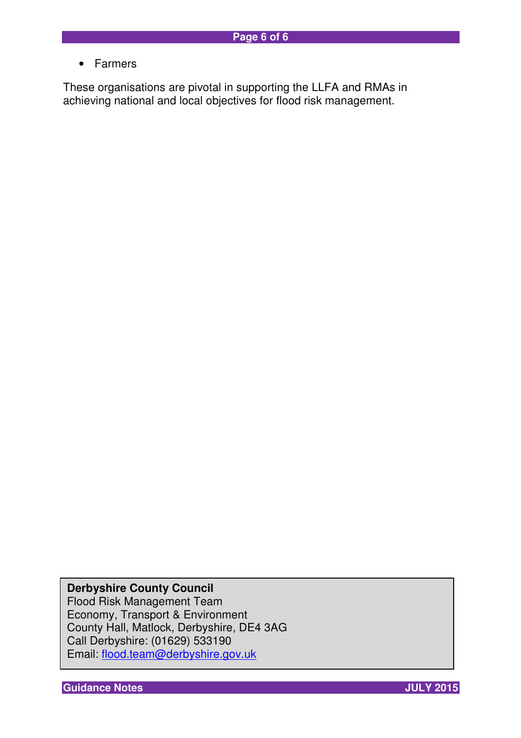- Farmers

These organisations are pivotal in supporting the LLFA and RMAs in achieving national and local objectives for flood risk management.

**Derbyshire County Council**
Flood Risk Management Team
Economy, Transport & Environment
County Hall, Matlock, Derbyshire, DE4 3AG
Call Derbyshire: (01629) 533190
Email: flood.team@derbyshire.gov.uk